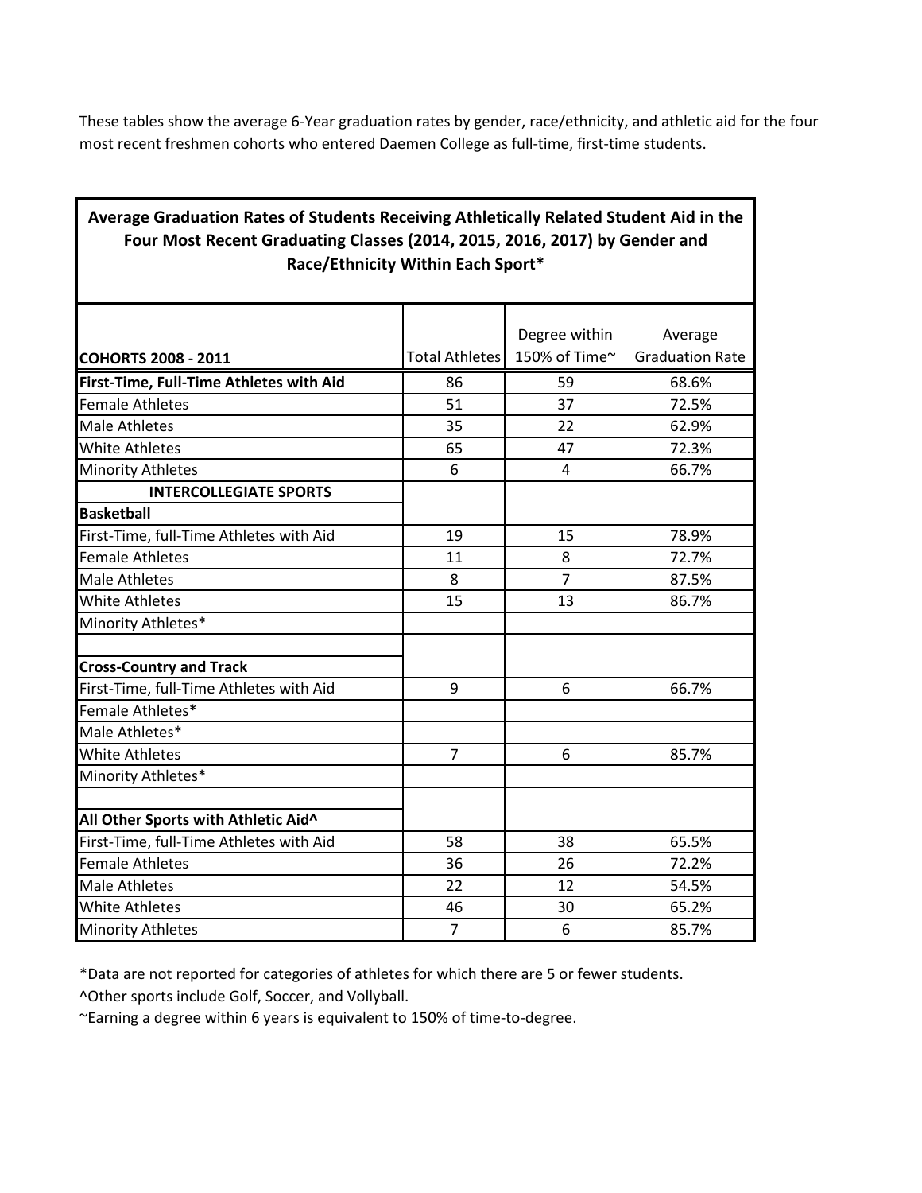These tables show the average 6-Year graduation rates by gender, race/ethnicity, and athletic aid for the four most recent freshmen cohorts who entered Daemen College as full-time, first-time students.

**Average Graduation Rates of Students Receiving Athletically Related Student Aid in the Four Most Recent Graduating Classes (2014, 2015, 2016, 2017) by Gender and Race/Ethnicity Within Each Sport***

| **COHORTS 2008 - 2011** | Total Athletes | Degree within 150% of Time~ | Average Graduation Rate |
|---|---|---|---|
| **First-Time, Full-Time Athletes with Aid** | 86 | 59 | 68.6% |
| Female Athletes | 51 | 37 | 72.5% |
| Male Athletes | 35 | 22 | 62.9% |
| White Athletes | 65 | 47 | 72.3% |
| Minority Athletes | 6 | 4 | 66.7% |
| **INTERCOLLEGIATE SPORTS** | | | |
| **Basketball** | | | |
| First-Time, full-Time Athletes with Aid | 19 | 15 | 78.9% |
| Female Athletes | 11 | 8 | 72.7% |
| Male Athletes | 8 | 7 | 87.5% |
| White Athletes | 15 | 13 | 86.7% |
| Minority Athletes* | | | |
| | | | |
| **Cross-Country and Track** | | | |
| First-Time, full-Time Athletes with Aid | 9 | 6 | 66.7% |
| Female Athletes* | | | |
| Male Athletes* | | | |
| White Athletes | 7 | 6 | 85.7% |
| Minority Athletes* | | | |
| | | | |
| **All Other Sports with Athletic Aid^** | | | |
| First-Time, full-Time Athletes with Aid | 58 | 38 | 65.5% |
| Female Athletes | 36 | 26 | 72.2% |
| Male Athletes | 22 | 12 | 54.5% |
| White Athletes | 46 | 30 | 65.2% |
| Minority Athletes | 7 | 6 | 85.7% |

*Data are not reported for categories of athletes for which there are 5 or fewer students.

^Other sports include Golf, Soccer, and Vollyball.

~Earning a degree within 6 years is equivalent to 150% of time-to-degree.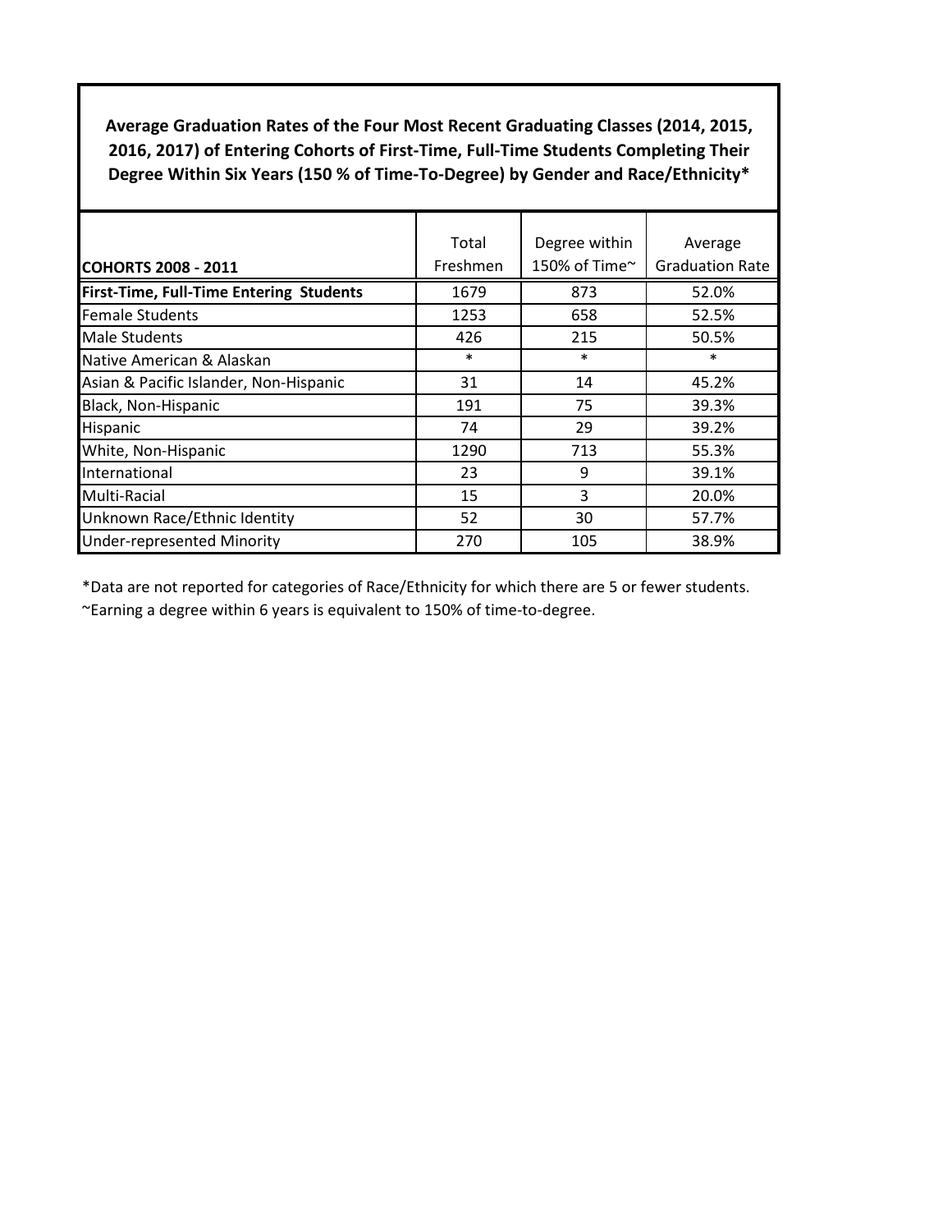**Average Graduation Rates of the Four Most Recent Graduating Classes (2014, 2015, 2016, 2017) of Entering Cohorts of First-Time, Full-Time Students Completing Their Degree Within Six Years (150 % of Time-To-Degree) by Gender and Race/Ethnicity***

| COHORTS 2008 - 2011 | Total Freshmen | Degree within 150% of Time~ | Average Graduation Rate |
|---|---|---|---|
| **First-Time, Full-Time Entering Students** | 1679 | 873 | 52.0% |
| Female Students | 1253 | 658 | 52.5% |
| Male Students | 426 | 215 | 50.5% |
| Native American & Alaskan | * | * | * |
| Asian & Pacific Islander, Non-Hispanic | 31 | 14 | 45.2% |
| Black, Non-Hispanic | 191 | 75 | 39.3% |
| Hispanic | 74 | 29 | 39.2% |
| White, Non-Hispanic | 1290 | 713 | 55.3% |
| International | 23 | 9 | 39.1% |
| Multi-Racial | 15 | 3 | 20.0% |
| Unknown Race/Ethnic Identity | 52 | 30 | 57.7% |
| Under-represented Minority | 270 | 105 | 38.9% |

*Data are not reported for categories of Race/Ethnicity for which there are 5 or fewer students.

~Earning a degree within 6 years is equivalent to 150% of time-to-degree.